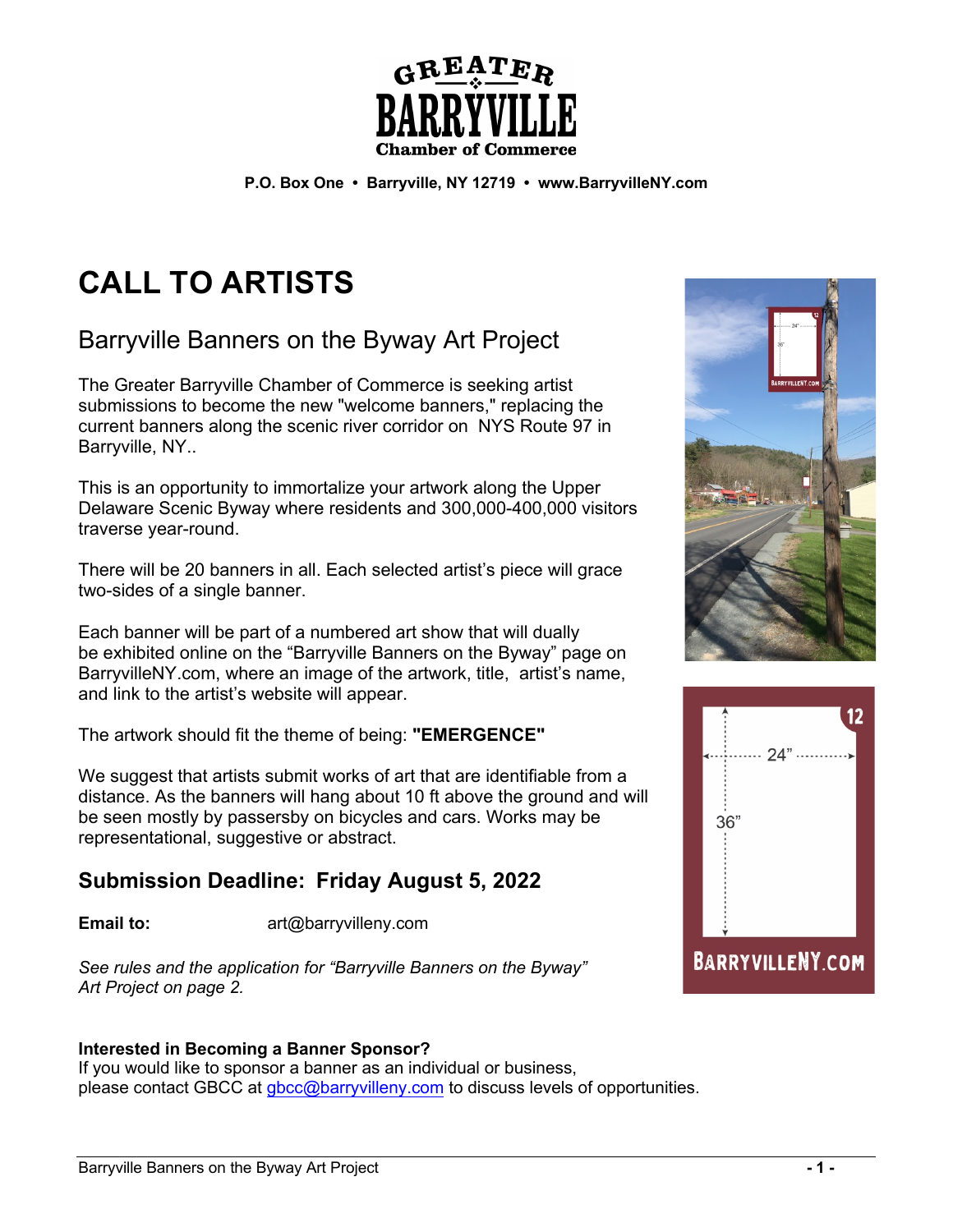GREATER BARRYVILLE Chamber of Commerce

**P.O. Box One • Barryville, NY 12719 • www.BarryvilleNY.com**

# CALL TO ARTISTS

## Barryville Banners on the Byway Art Project

The Greater Barryville Chamber of Commerce is seeking artist submissions to become the new "welcome banners," replacing the current banners along the scenic river corridor on NYS Route 97 in Barryville, NY..

This is an opportunity to immortalize your artwork along the Upper Delaware Scenic Byway where residents and 300,000-400,000 visitors traverse year-round.

There will be 20 banners in all. Each selected artist's piece will grace two-sides of a single banner.

Each banner will be part of a numbered art show that will dually be exhibited online on the "Barryville Banners on the Byway" page on BarryvilleNY.com, where an image of the artwork, title, artist's name, and link to the artist's website will appear.

The artwork should fit the theme of being: **"EMERGENCE"**

We suggest that artists submit works of art that are identifiable from a distance. As the banners will hang about 10 ft above the ground and will be seen mostly by passersby on bicycles and cars. Works may be representational, suggestive or abstract.

### Submission Deadline: Friday August 5, 2022

**Email to:** art@barryvilleny.com

*See rules and the application for "Barryville Banners on the Byway" Art Project on page 2.*

12

24"

36"

BARRYVILLENY.COM

**Interested in Becoming a Banner Sponsor?**
If you would like to sponsor a banner as an individual or business, please contact GBCC at gbcc@barryvilleny.com to discuss levels of opportunities.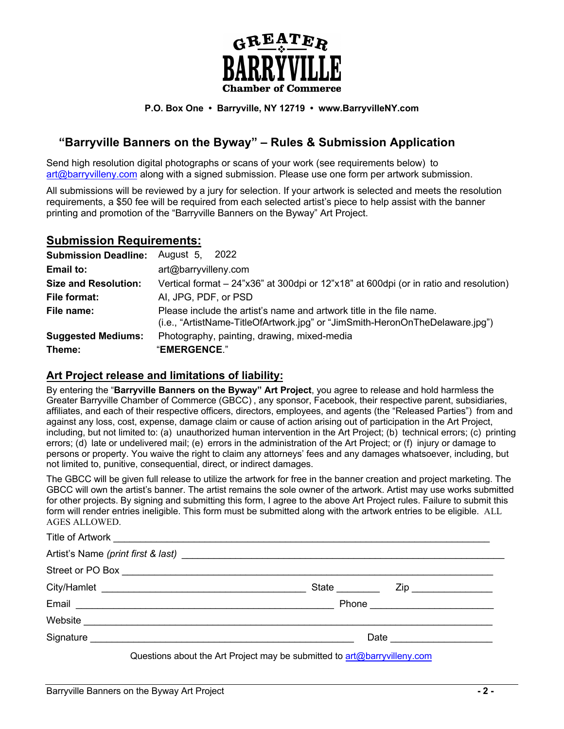**GREATER BARRYVILLE Chamber of Commerce**

**P.O. Box One • Barryville, NY 12719 • www.BarryvilleNY.com**

## "Barryville Banners on the Byway" – Rules & Submission Application

Send high resolution digital photographs or scans of your work (see requirements below) to art@barryvilleny.com along with a signed submission. Please use one form per artwork submission.

All submissions will be reviewed by a jury for selection. If your artwork is selected and meets the resolution requirements, a $50 fee will be required from each selected artist's piece to help assist with the banner printing and promotion of the "Barryville Banners on the Byway" Art Project.

### Submission Requirements:

| | |
|---|---|
| **Submission Deadline:** | August 5, 2022 |
| **Email to:** | art@barryvilleny.com |
| **Size and Resolution:** | Vertical format – 24"x36" at 300dpi or 12"x18" at 600dpi (or in ratio and resolution) |
| **File format:** | AI, JPG, PDF, or PSD |
| **File name:** | Please include the artist's name and artwork title in the file name. (i.e., "ArtistName-TitleOfArtwork.jpg" or "JimSmith-HeronOnTheDelaware.jpg") |
| **Suggested Mediums:** | Photography, painting, drawing, mixed-media |
| **Theme:** | "**EMERGENCE**." |

### Art Project release and limitations of liability:

By entering the "**Barryville Banners on the Byway" Art Project**, you agree to release and hold harmless the Greater Barryville Chamber of Commerce (GBCC) , any sponsor, Facebook, their respective parent, subsidiaries, affiliates, and each of their respective officers, directors, employees, and agents (the "Released Parties") from and against any loss, cost, expense, damage claim or cause of action arising out of participation in the Art Project, including, but not limited to: (a) unauthorized human intervention in the Art Project; (b) technical errors; (c) printing errors; (d) late or undelivered mail; (e) errors in the administration of the Art Project; or (f) injury or damage to persons or property. You waive the right to claim any attorneys' fees and any damages whatsoever, including, but not limited to, punitive, consequential, direct, or indirect damages.

The GBCC will be given full release to utilize the artwork for free in the banner creation and project marketing. The GBCC will own the artist's banner. The artist remains the sole owner of the artwork. Artist may use works submitted for other projects. By signing and submitting this form, I agree to the above Art Project rules. Failure to submit this form will render entries ineligible. This form must be submitted along with the artwork entries to be eligible. ALL AGES ALLOWED.

Title of Artwork ______________________________________________________________

Artist's Name *(print first & last)* ______________________________________________

Street or PO Box ______________________________________________________________

City/Hamlet ________________________________ State ________ Zip _______________

Email ____________________________________________ Phone ______________________

Website ______________________________________________________________________

Signature _____________________________________________ Date ___________________

Questions about the Art Project may be submitted to art@barryvilleny.com